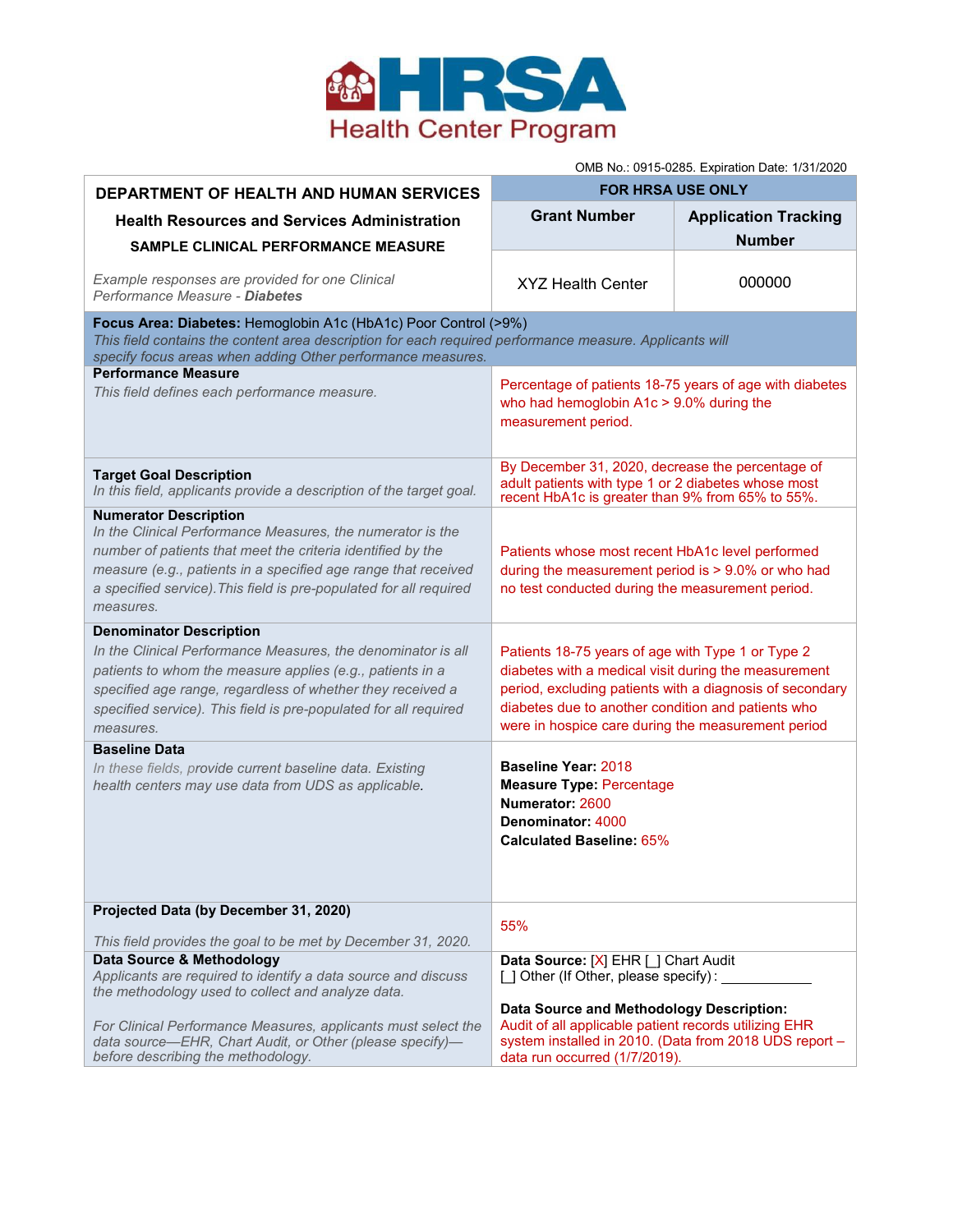HRSA Health Center Program

OMB No.: 0915-0285. Expiration Date: 1/31/2020

| DEPARTMENT OF HEALTH AND HUMAN SERVICES<br>Health Resources and Services Administration<br>SAMPLE CLINICAL PERFORMANCE MEASURE | FOR HRSA USE ONLY | |
|---|---|---|
| | **Grant Number** | **Application Tracking Number** |
| *Example responses are provided for one Clinical Performance Measure - **Diabetes*** | XYZ Health Center | 000000 |

| | |
|---|---|
| **Focus Area: Diabetes:** Hemoglobin A1c (HbA1c) Poor Control (>9%)<br>*This field contains the content area description for each required performance measure. Applicants will specify focus areas when adding Other performance measures.* | |
| **Performance Measure**<br>*This field defines each performance measure.* | Percentage of patients 18-75 years of age with diabetes who had hemoglobin A1c > 9.0% during the measurement period. |
| **Target Goal Description**<br>*In this field, applicants provide a description of the target goal.* | By December 31, 2020, decrease the percentage of adult patients with type 1 or 2 diabetes whose most recent HbA1c is greater than 9% from 65% to 55%. |
| **Numerator Description**<br>*In the Clinical Performance Measures, the numerator is the number of patients that meet the criteria identified by the measure (e.g., patients in a specified age range that received a specified service). This field is pre-populated for all required measures.* | Patients whose most recent HbA1c level performed during the measurement period is > 9.0% or who had no test conducted during the measurement period. |
| **Denominator Description**<br>*In the Clinical Performance Measures, the denominator is all patients to whom the measure applies (e.g., patients in a specified age range, regardless of whether they received a specified service). This field is pre-populated for all required measures.* | Patients 18-75 years of age with Type 1 or Type 2 diabetes with a medical visit during the measurement period, excluding patients with a diagnosis of secondary diabetes due to another condition and patients who were in hospice care during the measurement period |
| **Baseline Data**<br>*In these fields, provide current baseline data. Existing health centers may use data from UDS as applicable.* | **Baseline Year:** 2018<br>**Measure Type:** Percentage<br>**Numerator:** 2600<br>**Denominator:** 4000<br>**Calculated Baseline:** 65% |
| **Projected Data (by December 31, 2020)**<br>*This field provides the goal to be met by December 31, 2020.* | 55% |
| **Data Source & Methodology**<br>*Applicants are required to identify a data source and discuss the methodology used to collect and analyze data.*<br>*For Clinical Performance Measures, applicants must select the data source—EHR, Chart Audit, or Other (please specify)—before describing the methodology.* | **Data Source:** [X] EHR [_] Chart Audit [_] Other (If Other, please specify): ____________<br>**Data Source and Methodology Description:** Audit of all applicable patient records utilizing EHR system installed in 2010. (Data from 2018 UDS report – data run occurred (1/7/2019). |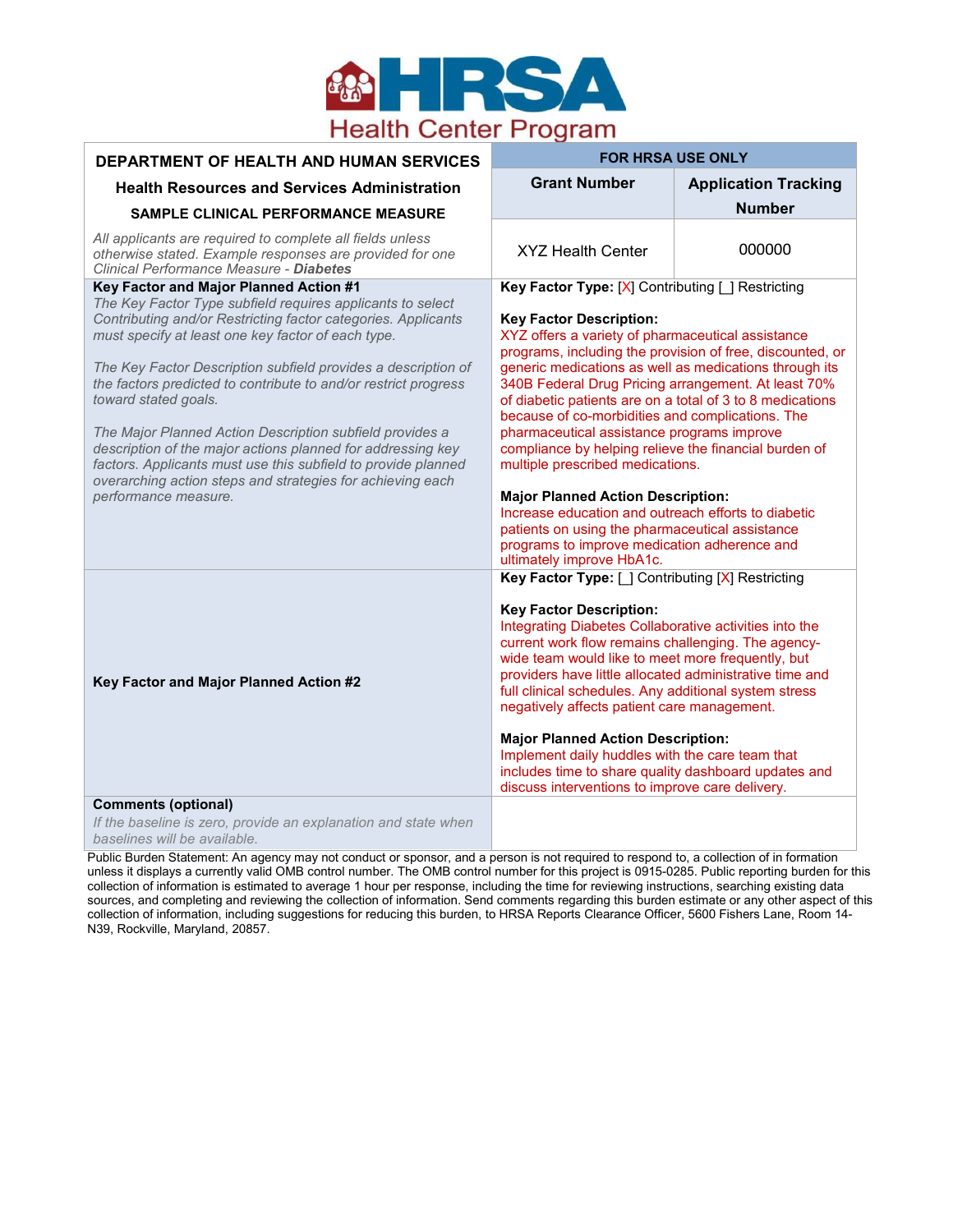HRSA Health Center Program

| DEPARTMENT OF HEALTH AND HUMAN SERVICES<br>Health Resources and Services Administration<br>SAMPLE CLINICAL PERFORMANCE MEASURE | FOR HRSA USE ONLY | |
|---|---|---|
| | **Grant Number** | **Application Tracking Number** |
| *All applicants are required to complete all fields unless otherwise stated. Example responses are provided for one Clinical Performance Measure - **Diabetes*** | XYZ Health Center | 000000 |
| **Key Factor and Major Planned Action #1**<br>*The Key Factor Type subfield requires applicants to select Contributing and/or Restricting factor categories. Applicants must specify at least one key factor of each type.*<br><br>*The Key Factor Description subfield provides a description of the factors predicted to contribute to and/or restrict progress toward stated goals.*<br><br>*The Major Planned Action Description subfield provides a description of the major actions planned for addressing key factors. Applicants must use this subfield to provide planned overarching action steps and strategies for achieving each performance measure.* | **Key Factor Type:** [X] Contributing [ ] Restricting<br><br>**Key Factor Description:**<br>XYZ offers a variety of pharmaceutical assistance programs, including the provision of free, discounted, or generic medications as well as medications through its 340B Federal Drug Pricing arrangement. At least 70% of diabetic patients are on a total of 3 to 8 medications because of co-morbidities and complications. The pharmaceutical assistance programs improve compliance by helping relieve the financial burden of multiple prescribed medications.<br><br>**Major Planned Action Description:**<br>Increase education and outreach efforts to diabetic patients on using the pharmaceutical assistance programs to improve medication adherence and ultimately improve HbA1c. | |
| **Key Factor and Major Planned Action #2** | **Key Factor Type:** [ ] Contributing [X] Restricting<br><br>**Key Factor Description:**<br>Integrating Diabetes Collaborative activities into the current work flow remains challenging. The agency-wide team would like to meet more frequently, but providers have little allocated administrative time and full clinical schedules. Any additional system stress negatively affects patient care management.<br><br>**Major Planned Action Description:**<br>Implement daily huddles with the care team that includes time to share quality dashboard updates and discuss interventions to improve care delivery. | |
| **Comments (optional)**<br>*If the baseline is zero, provide an explanation and state when baselines will be available.* | | |

Public Burden Statement: An agency may not conduct or sponsor, and a person is not required to respond to, a collection of in formation unless it displays a currently valid OMB control number. The OMB control number for this project is 0915-0285. Public reporting burden for this collection of information is estimated to average 1 hour per response, including the time for reviewing instructions, searching existing data sources, and completing and reviewing the collection of information. Send comments regarding this burden estimate or any other aspect of this collection of information, including suggestions for reducing this burden, to HRSA Reports Clearance Officer, 5600 Fishers Lane, Room 14-N39, Rockville, Maryland, 20857.